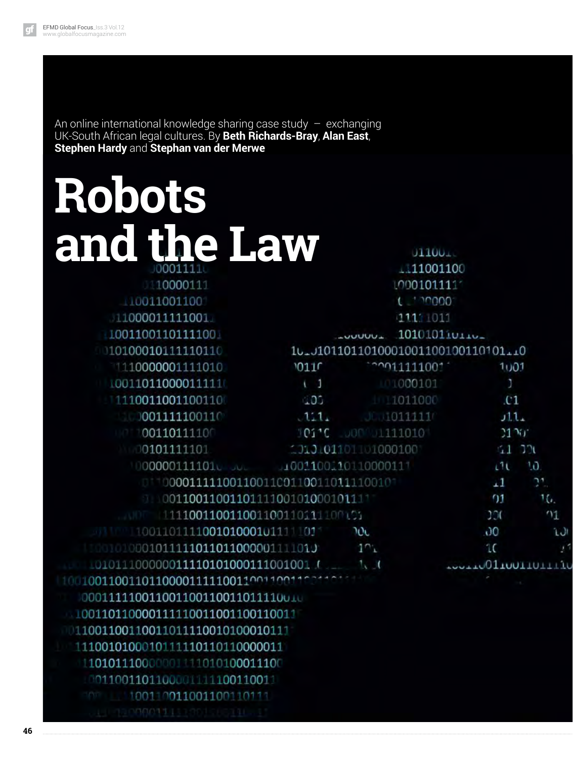An online international knowledge sharing case study – exchanging UK-South African legal cultures. By **Beth Richards-Bray**, **Alan East**, **Stephen Hardy** and **Stephan van der Merwe**

# Robots and the Law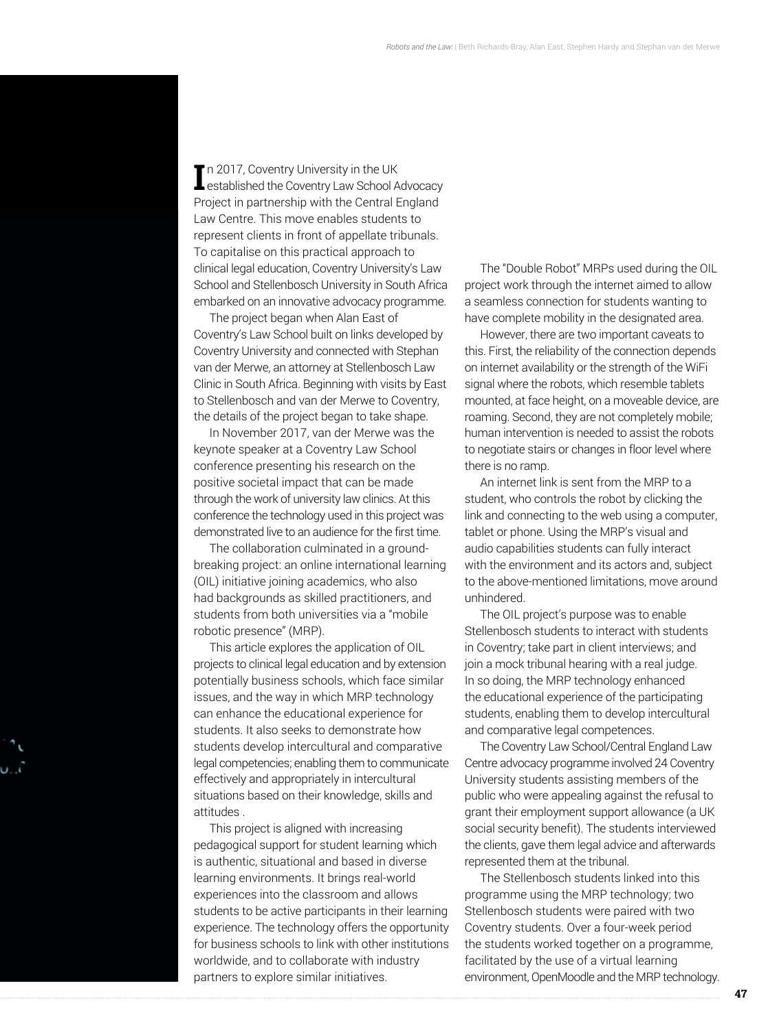In 2017, Coventry University in the UK established the Coventry Law School Advocacy Project in partnership with the Central England Law Centre. This move enables students to represent clients in front of appellate tribunals. To capitalise on this practical approach to clinical legal education, Coventry University's Law School and Stellenbosch University in South Africa embarked on an innovative advocacy programme.

The project began when Alan East of Coventry's Law School built on links developed by Coventry University and connected with Stephan van der Merwe, an attorney at Stellenbosch Law Clinic in South Africa. Beginning with visits by East to Stellenbosch and van der Merwe to Coventry, the details of the project began to take shape.

In November 2017, van der Merwe was the keynote speaker at a Coventry Law School conference presenting his research on the positive societal impact that can be made through the work of university law clinics. At this conference the technology used in this project was demonstrated live to an audience for the first time.

The collaboration culminated in a ground-breaking project: an online international learning (OIL) initiative joining academics, who also had backgrounds as skilled practitioners, and students from both universities via a "mobile robotic presence" (MRP).

This article explores the application of OIL projects to clinical legal education and by extension potentially business schools, which face similar issues, and the way in which MRP technology can enhance the educational experience for students. It also seeks to demonstrate how students develop intercultural and comparative legal competencies; enabling them to communicate effectively and appropriately in intercultural situations based on their knowledge, skills and attitudes .

This project is aligned with increasing pedagogical support for student learning which is authentic, situational and based in diverse learning environments. It brings real-world experiences into the classroom and allows students to be active participants in their learning experience. The technology offers the opportunity for business schools to link with other institutions worldwide, and to collaborate with industry partners to explore similar initiatives.

The "Double Robot" MRPs used during the OIL project work through the internet aimed to allow a seamless connection for students wanting to have complete mobility in the designated area.

However, there are two important caveats to this. First, the reliability of the connection depends on internet availability or the strength of the WiFi signal where the robots, which resemble tablets mounted, at face height, on a moveable device, are roaming. Second, they are not completely mobile; human intervention is needed to assist the robots to negotiate stairs or changes in floor level where there is no ramp.

An internet link is sent from the MRP to a student, who controls the robot by clicking the link and connecting to the web using a computer, tablet or phone. Using the MRP's visual and audio capabilities students can fully interact with the environment and its actors and, subject to the above-mentioned limitations, move around unhindered.

The OIL project's purpose was to enable Stellenbosch students to interact with students in Coventry; take part in client interviews; and join a mock tribunal hearing with a real judge. In so doing, the MRP technology enhanced the educational experience of the participating students, enabling them to develop intercultural and comparative legal competences.

The Coventry Law School/Central England Law Centre advocacy programme involved 24 Coventry University students assisting members of the public who were appealing against the refusal to grant their employment support allowance (a UK social security benefit). The students interviewed the clients, gave them legal advice and afterwards represented them at the tribunal.

The Stellenbosch students linked into this programme using the MRP technology; two Stellenbosch students were paired with two Coventry students. Over a four-week period the students worked together on a programme, facilitated by the use of a virtual learning environment, OpenMoodle and the MRP technology.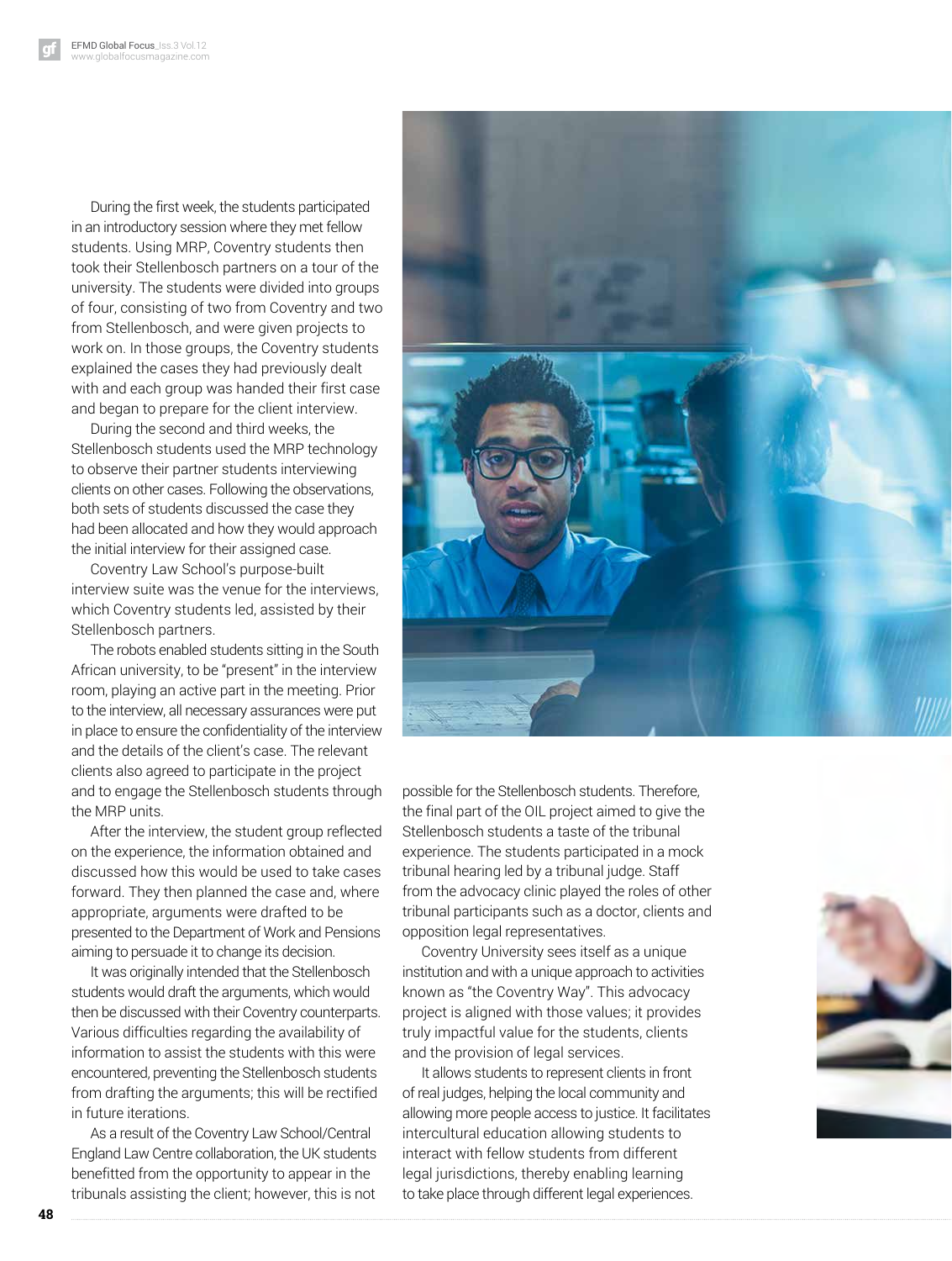During the first week, the students participated in an introductory session where they met fellow students. Using MRP, Coventry students then took their Stellenbosch partners on a tour of the university. The students were divided into groups of four, consisting of two from Coventry and two from Stellenbosch, and were given projects to work on. In those groups, the Coventry students explained the cases they had previously dealt with and each group was handed their first case and began to prepare for the client interview.

During the second and third weeks, the Stellenbosch students used the MRP technology to observe their partner students interviewing clients on other cases. Following the observations, both sets of students discussed the case they had been allocated and how they would approach the initial interview for their assigned case.

Coventry Law School's purpose-built interview suite was the venue for the interviews, which Coventry students led, assisted by their Stellenbosch partners.

The robots enabled students sitting in the South African university, to be "present" in the interview room, playing an active part in the meeting. Prior to the interview, all necessary assurances were put in place to ensure the confidentiality of the interview and the details of the client's case. The relevant clients also agreed to participate in the project and to engage the Stellenbosch students through the MRP units.

After the interview, the student group reflected on the experience, the information obtained and discussed how this would be used to take cases forward. They then planned the case and, where appropriate, arguments were drafted to be presented to the Department of Work and Pensions aiming to persuade it to change its decision.

It was originally intended that the Stellenbosch students would draft the arguments, which would then be discussed with their Coventry counterparts. Various difficulties regarding the availability of information to assist the students with this were encountered, preventing the Stellenbosch students from drafting the arguments; this will be rectified in future iterations.

As a result of the Coventry Law School/Central England Law Centre collaboration, the UK students benefitted from the opportunity to appear in the tribunals assisting the client; however, this is not possible for the Stellenbosch students. Therefore, the final part of the OIL project aimed to give the Stellenbosch students a taste of the tribunal experience. The students participated in a mock tribunal hearing led by a tribunal judge. Staff from the advocacy clinic played the roles of other tribunal participants such as a doctor, clients and opposition legal representatives.

Coventry University sees itself as a unique institution and with a unique approach to activities known as "the Coventry Way". This advocacy project is aligned with those values; it provides truly impactful value for the students, clients and the provision of legal services.

It allows students to represent clients in front of real judges, helping the local community and allowing more people access to justice. It facilitates intercultural education allowing students to interact with fellow students from different legal jurisdictions, thereby enabling learning to take place through different legal experiences.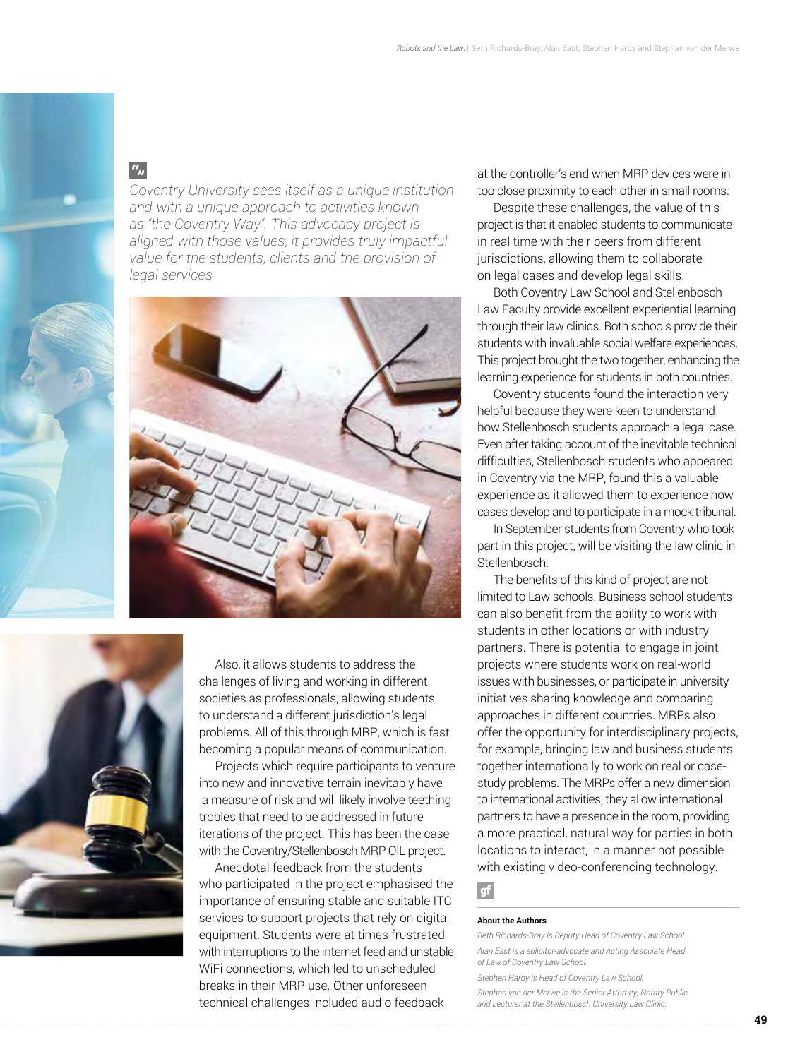*Coventry University sees itself as a unique institution and with a unique approach to activities known as "the Coventry Way". This advocacy project is aligned with those values; it provides truly impactful value for the students, clients and the provision of legal services*

Also, it allows students to address the challenges of living and working in different societies as professionals, allowing students to understand a different jurisdiction's legal problems. All of this through MRP, which is fast becoming a popular means of communication.

Projects which require participants to venture into new and innovative terrain inevitably have a measure of risk and will likely involve teething trobles that need to be addressed in future iterations of the project. This has been the case with the Coventry/Stellenbosch MRP OIL project.

Anecdotal feedback from the students who participated in the project emphasised the importance of ensuring stable and suitable ITC services to support projects that rely on digital equipment. Students were at times frustrated with interruptions to the internet feed and unstable WiFi connections, which led to unscheduled breaks in their MRP use. Other unforeseen technical challenges included audio feedback at the controller's end when MRP devices were in too close proximity to each other in small rooms.

Despite these challenges, the value of this project is that it enabled students to communicate in real time with their peers from different jurisdictions, allowing them to collaborate on legal cases and develop legal skills.

Both Coventry Law School and Stellenbosch Law Faculty provide excellent experiential learning through their law clinics. Both schools provide their students with invaluable social welfare experiences. This project brought the two together, enhancing the learning experience for students in both countries.

Coventry students found the interaction very helpful because they were keen to understand how Stellenbosch students approach a legal case. Even after taking account of the inevitable technical difficulties, Stellenbosch students who appeared in Coventry via the MRP, found this a valuable experience as it allowed them to experience how cases develop and to participate in a mock tribunal.

In September students from Coventry who took part in this project, will be visiting the law clinic in Stellenbosch.

The benefits of this kind of project are not limited to Law schools. Business school students can also benefit from the ability to work with students in other locations or with industry partners. There is potential to engage in joint projects where students work on real-world issues with businesses, or participate in university initiatives sharing knowledge and comparing approaches in different countries. MRPs also offer the opportunity for interdisciplinary projects, for example, bringing law and business students together internationally to work on real or case-study problems. The MRPs offer a new dimension to international activities; they allow international partners to have a presence in the room, providing a more practical, natural way for parties in both locations to interact, in a manner not possible with existing video-conferencing technology.

**About the Authors**

*Beth Richards-Bray is Deputy Head of Coventry Law School.*

*Alan East is a solicitor-advocate and Acting Associate Head of Law of Coventry Law School.*

*Stephen Hardy is Head of Coventry Law School.*

*Stephan van der Merwe is the Senior Attorney, Notary Public and Lecturer at the Stellenbosch University Law Clinic.*